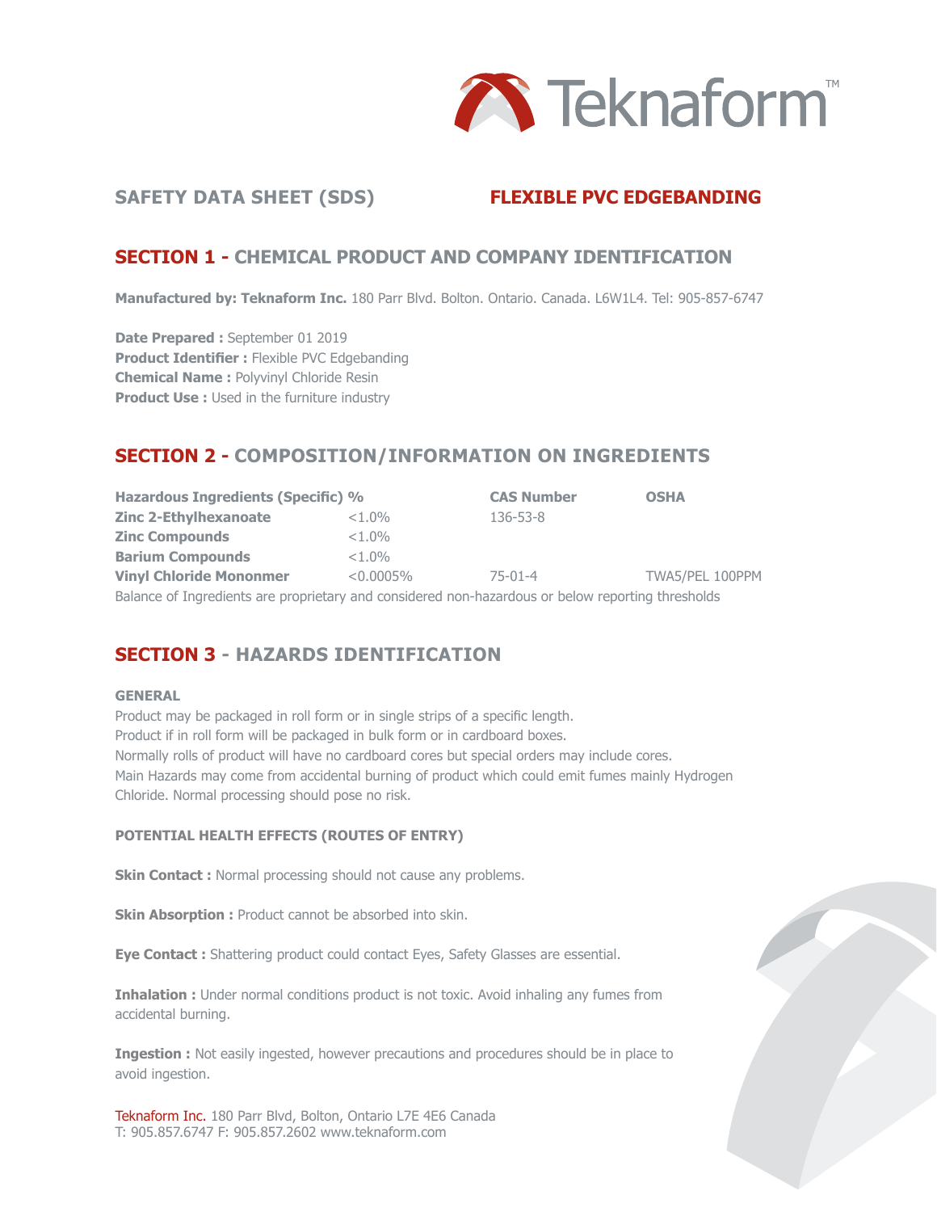# SAFETY DATA SHEET (SDS) — FLEXIBLE PVC EDGEBANDING

## SECTION 1 - CHEMICAL PRODUCT AND COMPANY IDENTIFICATION

**Manufactured by: Teknaform Inc.** 180 Parr Blvd. Bolton. Ontario. Canada. L6W1L4. Tel: 905-857-6747

**Date Prepared :** September 01 2019
**Product Identifier :** Flexible PVC Edgebanding
**Chemical Name :** Polyvinyl Chloride Resin
**Product Use :** Used in the furniture industry

## SECTION 2 - COMPOSITION/INFORMATION ON INGREDIENTS

| Hazardous Ingredients (Specific) | % | CAS Number | OSHA |
|---|---|---|---|
| **Zinc 2-Ethylhexanoate** | <1.0% | 136-53-8 | |
| **Zinc Compounds** | <1.0% | | |
| **Barium Compounds** | <1.0% | | |
| **Vinyl Chloride Mononmer** | <0.0005% | 75-01-4 | TWA5/PEL 100PPM |

Balance of Ingredients are proprietary and considered non-hazardous or below reporting thresholds

## SECTION 3 - HAZARDS IDENTIFICATION

### GENERAL

Product may be packaged in roll form or in single strips of a specific length.
Product if in roll form will be packaged in bulk form or in cardboard boxes.
Normally rolls of product will have no cardboard cores but special orders may include cores.
Main Hazards may come from accidental burning of product which could emit fumes mainly Hydrogen Chloride. Normal processing should pose no risk.

### POTENTIAL HEALTH EFFECTS (ROUTES OF ENTRY)

**Skin Contact :** Normal processing should not cause any problems.

**Skin Absorption :** Product cannot be absorbed into skin.

**Eye Contact :** Shattering product could contact Eyes, Safety Glasses are essential.

**Inhalation :** Under normal conditions product is not toxic. Avoid inhaling any fumes from accidental burning.

**Ingestion :** Not easily ingested, however precautions and procedures should be in place to avoid ingestion.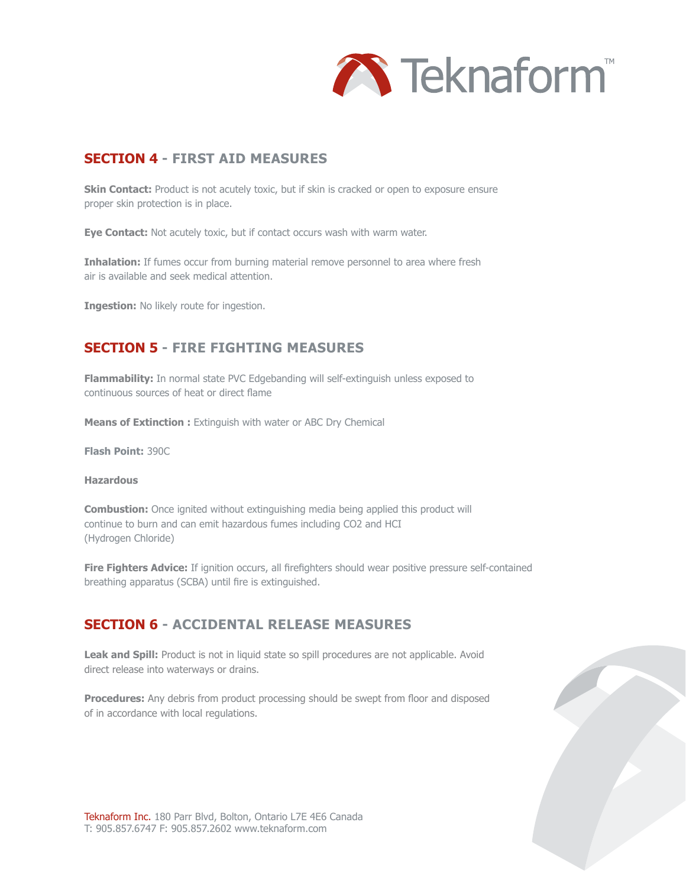## SECTION 4 - FIRST AID MEASURES

**Skin Contact:** Product is not acutely toxic, but if skin is cracked or open to exposure ensure proper skin protection is in place.

**Eye Contact:** Not acutely toxic, but if contact occurs wash with warm water.

**Inhalation:** If fumes occur from burning material remove personnel to area where fresh air is available and seek medical attention.

**Ingestion:** No likely route for ingestion.

## SECTION 5 - FIRE FIGHTING MEASURES

**Flammability:** In normal state PVC Edgebanding will self-extinguish unless exposed to continuous sources of heat or direct flame

**Means of Extinction :** Extinguish with water or ABC Dry Chemical

**Flash Point:** 390C

**Hazardous**

**Combustion:** Once ignited without extinguishing media being applied this product will continue to burn and can emit hazardous fumes including $CO_2$ and HCI (Hydrogen Chloride)

**Fire Fighters Advice:** If ignition occurs, all firefighters should wear positive pressure self-contained breathing apparatus (SCBA) until fire is extinguished.

## SECTION 6 - ACCIDENTAL RELEASE MEASURES

**Leak and Spill:** Product is not in liquid state so spill procedures are not applicable. Avoid direct release into waterways or drains.

**Procedures:** Any debris from product processing should be swept from floor and disposed of in accordance with local regulations.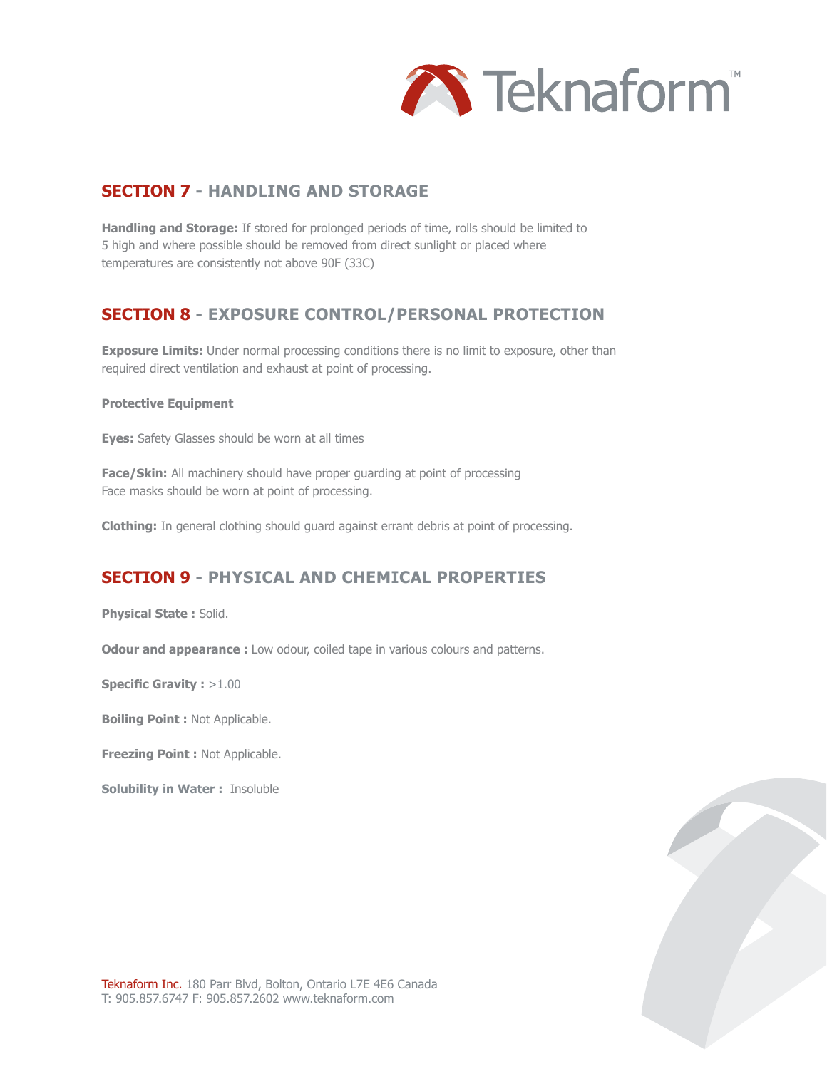## SECTION 7 - HANDLING AND STORAGE

**Handling and Storage:** If stored for prolonged periods of time, rolls should be limited to 5 high and where possible should be removed from direct sunlight or placed where temperatures are consistently not above 90F (33C)

## SECTION 8 - EXPOSURE CONTROL/PERSONAL PROTECTION

**Exposure Limits:** Under normal processing conditions there is no limit to exposure, other than required direct ventilation and exhaust at point of processing.

**Protective Equipment**

**Eyes:** Safety Glasses should be worn at all times

**Face/Skin:** All machinery should have proper guarding at point of processing
Face masks should be worn at point of processing.

**Clothing:** In general clothing should guard against errant debris at point of processing.

## SECTION 9 - PHYSICAL AND CHEMICAL PROPERTIES

**Physical State :** Solid.

**Odour and appearance :** Low odour, coiled tape in various colours and patterns.

**Specific Gravity :** >1.00

**Boiling Point :** Not Applicable.

**Freezing Point :** Not Applicable.

**Solubility in Water :** Insoluble

Teknaform Inc. 180 Parr Blvd, Bolton, Ontario L7E 4E6 Canada
T: 905.857.6747 F: 905.857.2602 www.teknaform.com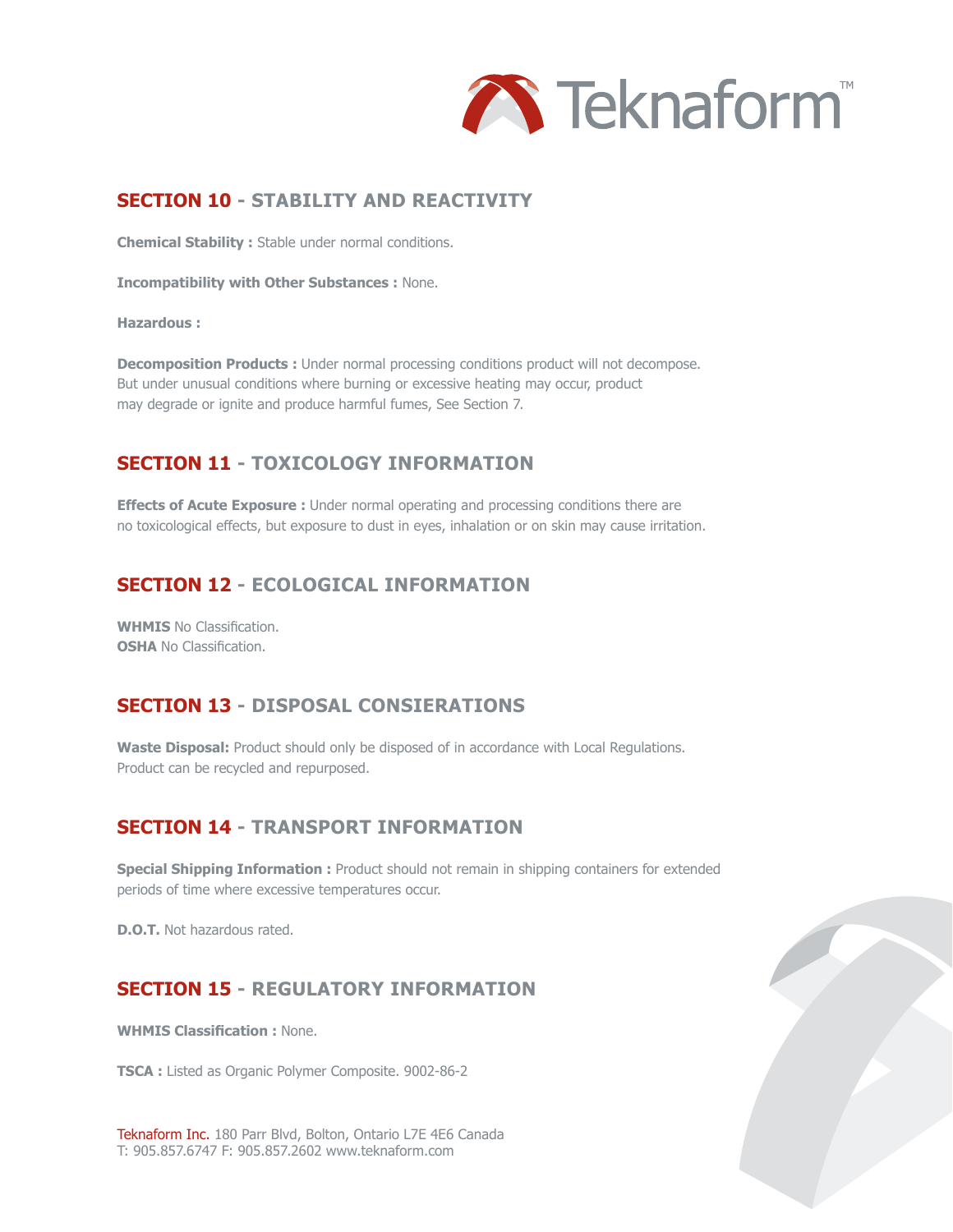## SECTION 10 - STABILITY AND REACTIVITY

**Chemical Stability :** Stable under normal conditions.

**Incompatibility with Other Substances :** None.

**Hazardous :**

**Decomposition Products :** Under normal processing conditions product will not decompose. But under unusual conditions where burning or excessive heating may occur, product may degrade or ignite and produce harmful fumes, See Section 7.

## SECTION 11 - TOXICOLOGY INFORMATION

**Effects of Acute Exposure :** Under normal operating and processing conditions there are no toxicological effects, but exposure to dust in eyes, inhalation or on skin may cause irritation.

## SECTION 12 - ECOLOGICAL INFORMATION

**WHMIS** No Classification.
**OSHA** No Classification.

## SECTION 13 - DISPOSAL CONSIERATIONS

**Waste Disposal:** Product should only be disposed of in accordance with Local Regulations. Product can be recycled and repurposed.

## SECTION 14 - TRANSPORT INFORMATION

**Special Shipping Information :** Product should not remain in shipping containers for extended periods of time where excessive temperatures occur.

**D.O.T.** Not hazardous rated.

## SECTION 15 - REGULATORY INFORMATION

**WHMIS Classification :** None.

**TSCA :** Listed as Organic Polymer Composite. 9002-86-2

Teknaform Inc. 180 Parr Blvd, Bolton, Ontario L7E 4E6 Canada
T: 905.857.6747 F: 905.857.2602 www.teknaform.com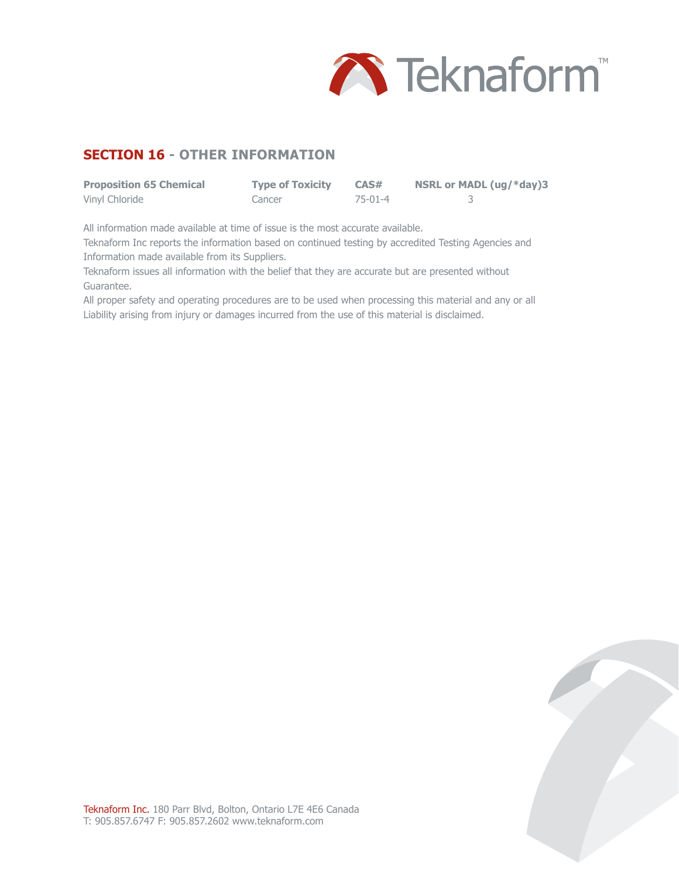## SECTION 16 - OTHER INFORMATION

| Proposition 65 Chemical | Type of Toxicity | CAS# | NSRL or MADL (ug/*day)3 |
|---|---|---|---|
| Vinyl Chloride | Cancer | 75-01-4 | 3 |

All information made available at time of issue is the most accurate available.
Teknaform Inc reports the information based on continued testing by accredited Testing Agencies and Information made available from its Suppliers.
Teknaform issues all information with the belief that they are accurate but are presented without Guarantee.
All proper safety and operating procedures are to be used when processing this material and any or all Liability arising from injury or damages incurred from the use of this material is disclaimed.

Teknaform Inc. 180 Parr Blvd, Bolton, Ontario L7E 4E6 Canada
T: 905.857.6747 F: 905.857.2602 www.teknaform.com